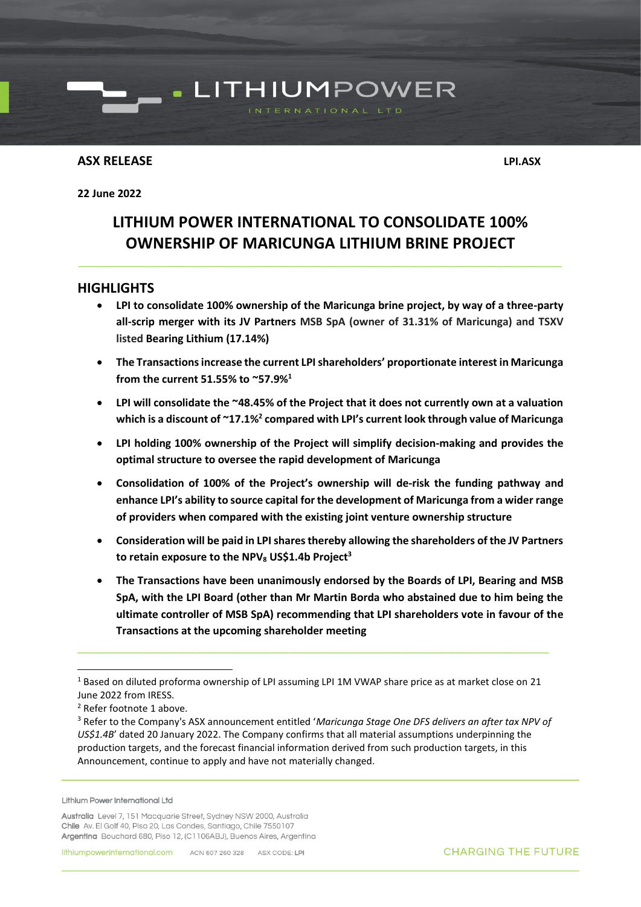**ASX RELEASE** **LPI.ASX**

**22 June 2022**

# LITHIUM POWER INTERNATIONAL TO CONSOLIDATE 100% OWNERSHIP OF MARICUNGA LITHIUM BRINE PROJECT

## HIGHLIGHTS

- **LPI to consolidate 100% ownership of the Maricunga brine project, by way of a three-party all-scrip merger with its JV Partners MSB SpA (owner of 31.31% of Maricunga) and TSXV listed Bearing Lithium (17.14%)**
- **The Transactions increase the current LPI shareholders' proportionate interest in Maricunga from the current 51.55% to ~57.9%[1]**
- **LPI will consolidate the ~48.45% of the Project that it does not currently own at a valuation which is a discount of ~17.1%[2] compared with LPI's current look through value of Maricunga**
- **LPI holding 100% ownership of the Project will simplify decision-making and provides the optimal structure to oversee the rapid development of Maricunga**
- **Consolidation of 100% of the Project's ownership will de-risk the funding pathway and enhance LPI's ability to source capital for the development of Maricunga from a wider range of providers when compared with the existing joint venture ownership structure**
- **Consideration will be paid in LPI shares thereby allowing the shareholders of the JV Partners to retain exposure to the $NPV_8$ US$1.4b Project[3]**
- **The Transactions have been unanimously endorsed by the Boards of LPI, Bearing and MSB SpA, with the LPI Board (other than Mr Martin Borda who abstained due to him being the ultimate controller of MSB SpA) recommending that LPI shareholders vote in favour of the Transactions at the upcoming shareholder meeting**

---

[1] Based on diluted proforma ownership of LPI assuming LPI 1M VWAP share price as at market close on 21 June 2022 from IRESS.

[2] Refer footnote 1 above.

[3] Refer to the Company's ASX announcement entitled '*Maricunga Stage One DFS delivers an after tax NPV of US$1.4B*' dated 20 January 2022. The Company confirms that all material assumptions underpinning the production targets, and the forecast financial information derived from such production targets, in this Announcement, continue to apply and have not materially changed.

Lithium Power International Ltd

Australia Level 7, 151 Macquarie Street, Sydney NSW 2000, Australia
Chile Av. El Golf 40, Piso 20, Las Condes, Santiago, Chile 7550107
Argentina Bouchard 680, Piso 12, (C1106ABJ), Buenos Aires, Argentina

lithiumpowerinternational.com ACN 607 260 328 ASX CODE: LPI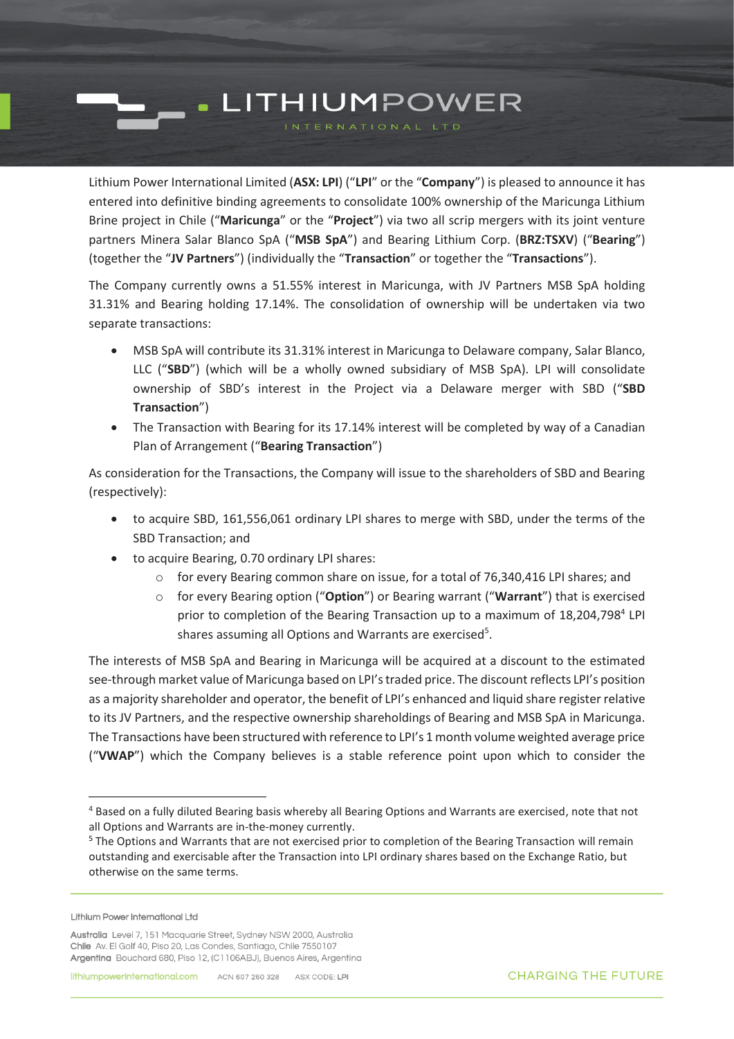Lithium Power International Limited (**ASX: LPI**) ("**LPI**" or the "**Company**") is pleased to announce it has entered into definitive binding agreements to consolidate 100% ownership of the Maricunga Lithium Brine project in Chile ("**Maricunga**" or the "**Project**") via two all scrip mergers with its joint venture partners Minera Salar Blanco SpA ("**MSB SpA**") and Bearing Lithium Corp. (**BRZ:TSXV**) ("**Bearing**") (together the "**JV Partners**") (individually the "**Transaction**" or together the "**Transactions**").

The Company currently owns a 51.55% interest in Maricunga, with JV Partners MSB SpA holding 31.31% and Bearing holding 17.14%. The consolidation of ownership will be undertaken via two separate transactions:

- MSB SpA will contribute its 31.31% interest in Maricunga to Delaware company, Salar Blanco, LLC ("**SBD**") (which will be a wholly owned subsidiary of MSB SpA). LPI will consolidate ownership of SBD's interest in the Project via a Delaware merger with SBD ("**SBD Transaction**")
- The Transaction with Bearing for its 17.14% interest will be completed by way of a Canadian Plan of Arrangement ("**Bearing Transaction**")

As consideration for the Transactions, the Company will issue to the shareholders of SBD and Bearing (respectively):

- to acquire SBD, 161,556,061 ordinary LPI shares to merge with SBD, under the terms of the SBD Transaction; and
- to acquire Bearing, 0.70 ordinary LPI shares:
  - for every Bearing common share on issue, for a total of 76,340,416 LPI shares; and
  - for every Bearing option ("**Option**") or Bearing warrant ("**Warrant**") that is exercised prior to completion of the Bearing Transaction up to a maximum of 18,204,798[4] LPI shares assuming all Options and Warrants are exercised[5].

The interests of MSB SpA and Bearing in Maricunga will be acquired at a discount to the estimated see-through market value of Maricunga based on LPI's traded price. The discount reflects LPI's position as a majority shareholder and operator, the benefit of LPI's enhanced and liquid share register relative to its JV Partners, and the respective ownership shareholdings of Bearing and MSB SpA in Maricunga. The Transactions have been structured with reference to LPI's 1 month volume weighted average price ("**VWAP**") which the Company believes is a stable reference point upon which to consider the

[4] Based on a fully diluted Bearing basis whereby all Bearing Options and Warrants are exercised, note that not all Options and Warrants are in-the-money currently.

[5] The Options and Warrants that are not exercised prior to completion of the Bearing Transaction will remain outstanding and exercisable after the Transaction into LPI ordinary shares based on the Exchange Ratio, but otherwise on the same terms.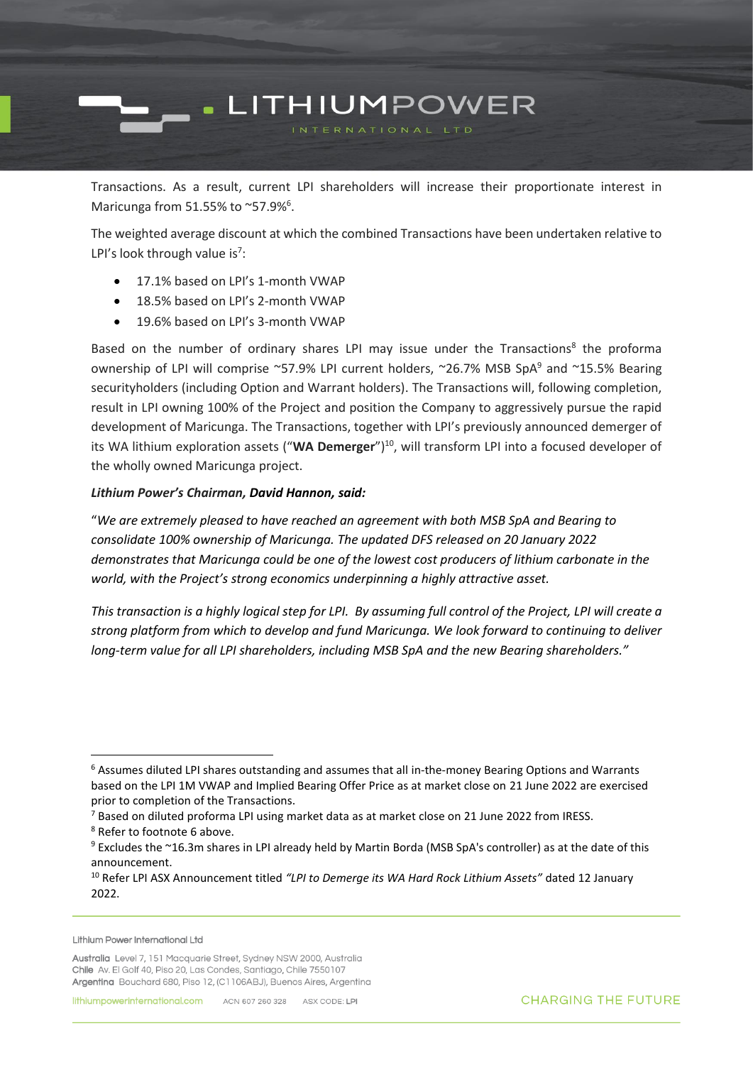Transactions. As a result, current LPI shareholders will increase their proportionate interest in Maricunga from 51.55% to ~57.9%[6].

The weighted average discount at which the combined Transactions have been undertaken relative to LPI's look through value is[7]:

- 17.1% based on LPI's 1-month VWAP
- 18.5% based on LPI's 2-month VWAP
- 19.6% based on LPI's 3-month VWAP

Based on the number of ordinary shares LPI may issue under the Transactions[8] the proforma ownership of LPI will comprise ~57.9% LPI current holders, ~26.7% MSB SpA[9] and ~15.5% Bearing securityholders (including Option and Warrant holders). The Transactions will, following completion, result in LPI owning 100% of the Project and position the Company to aggressively pursue the rapid development of Maricunga. The Transactions, together with LPI's previously announced demerger of its WA lithium exploration assets ("**WA Demerger**")[10], will transform LPI into a focused developer of the wholly owned Maricunga project.

***Lithium Power's Chairman, David Hannon, said:***

"*We are extremely pleased to have reached an agreement with both MSB SpA and Bearing to consolidate 100% ownership of Maricunga. The updated DFS released on 20 January 2022 demonstrates that Maricunga could be one of the lowest cost producers of lithium carbonate in the world, with the Project's strong economics underpinning a highly attractive asset.*

*This transaction is a highly logical step for LPI. By assuming full control of the Project, LPI will create a strong platform from which to develop and fund Maricunga. We look forward to continuing to deliver long-term value for all LPI shareholders, including MSB SpA and the new Bearing shareholders."*

---

[6] Assumes diluted LPI shares outstanding and assumes that all in-the-money Bearing Options and Warrants based on the LPI 1M VWAP and Implied Bearing Offer Price as at market close on 21 June 2022 are exercised prior to completion of the Transactions.

[7] Based on diluted proforma LPI using market data as at market close on 21 June 2022 from IRESS.

[8] Refer to footnote 6 above.

[9] Excludes the ~16.3m shares in LPI already held by Martin Borda (MSB SpA's controller) as at the date of this announcement.

[10] Refer LPI ASX Announcement titled *"LPI to Demerge its WA Hard Rock Lithium Assets"* dated 12 January 2022.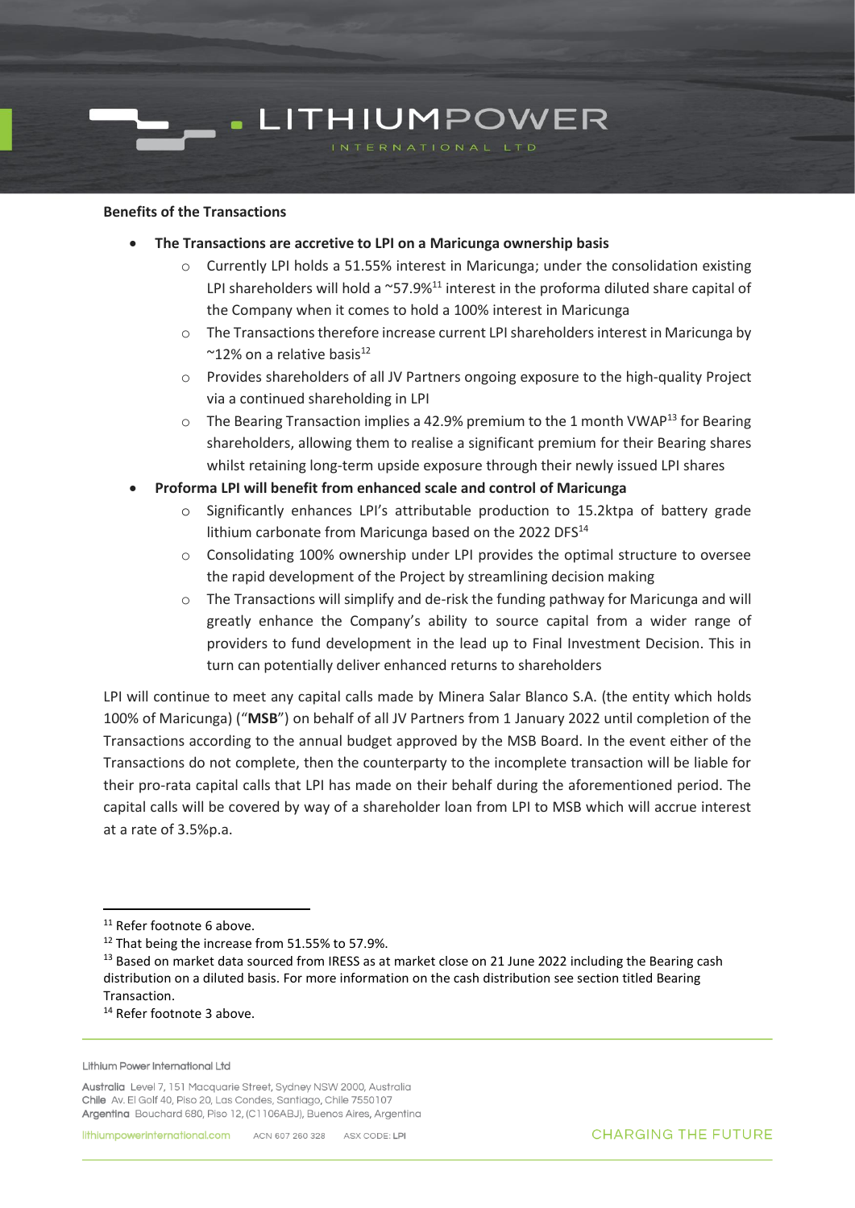**Benefits of the Transactions**

- **The Transactions are accretive to LPI on a Maricunga ownership basis**
  - Currently LPI holds a 51.55% interest in Maricunga; under the consolidation existing LPI shareholders will hold a ~57.9%[11] interest in the proforma diluted share capital of the Company when it comes to hold a 100% interest in Maricunga
  - The Transactions therefore increase current LPI shareholders interest in Maricunga by ~12% on a relative basis[12]
  - Provides shareholders of all JV Partners ongoing exposure to the high-quality Project via a continued shareholding in LPI
  - The Bearing Transaction implies a 42.9% premium to the 1 month VWAP[13] for Bearing shareholders, allowing them to realise a significant premium for their Bearing shares whilst retaining long-term upside exposure through their newly issued LPI shares
- **Proforma LPI will benefit from enhanced scale and control of Maricunga**
  - Significantly enhances LPI's attributable production to 15.2ktpa of battery grade lithium carbonate from Maricunga based on the 2022 DFS[14]
  - Consolidating 100% ownership under LPI provides the optimal structure to oversee the rapid development of the Project by streamlining decision making
  - The Transactions will simplify and de-risk the funding pathway for Maricunga and will greatly enhance the Company's ability to source capital from a wider range of providers to fund development in the lead up to Final Investment Decision. This in turn can potentially deliver enhanced returns to shareholders

LPI will continue to meet any capital calls made by Minera Salar Blanco S.A. (the entity which holds 100% of Maricunga) ("**MSB**") on behalf of all JV Partners from 1 January 2022 until completion of the Transactions according to the annual budget approved by the MSB Board. In the event either of the Transactions do not complete, then the counterparty to the incomplete transaction will be liable for their pro-rata capital calls that LPI has made on their behalf during the aforementioned period. The capital calls will be covered by way of a shareholder loan from LPI to MSB which will accrue interest at a rate of 3.5%p.a.

---

[11] Refer footnote 6 above.

[12] That being the increase from 51.55% to 57.9%.

[13] Based on market data sourced from IRESS as at market close on 21 June 2022 including the Bearing cash distribution on a diluted basis. For more information on the cash distribution see section titled Bearing Transaction.

[14] Refer footnote 3 above.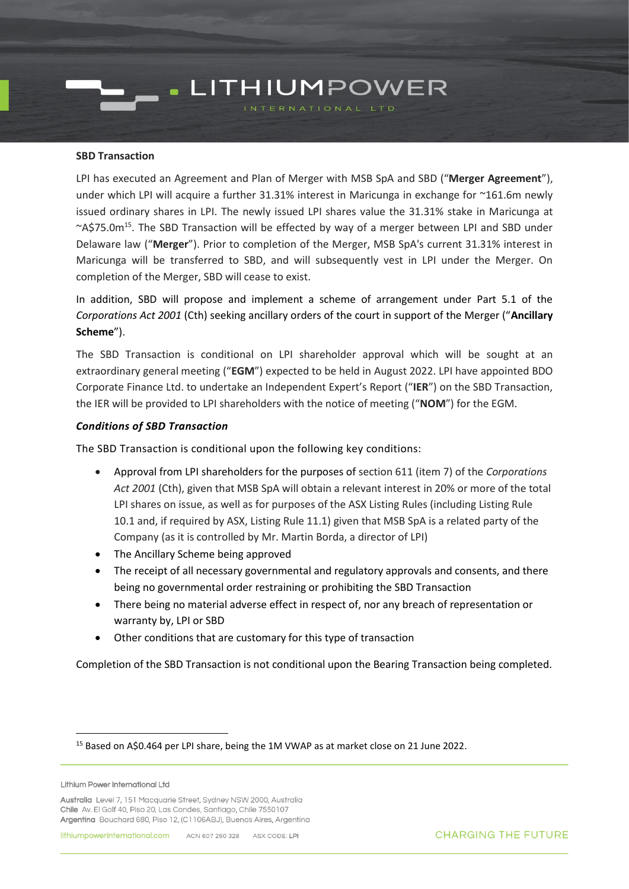**SBD Transaction**

LPI has executed an Agreement and Plan of Merger with MSB SpA and SBD ("**Merger Agreement**"), under which LPI will acquire a further 31.31% interest in Maricunga in exchange for ~161.6m newly issued ordinary shares in LPI. The newly issued LPI shares value the 31.31% stake in Maricunga at ~A$75.0m[15]. The SBD Transaction will be effected by way of a merger between LPI and SBD under Delaware law ("**Merger**"). Prior to completion of the Merger, MSB SpA's current 31.31% interest in Maricunga will be transferred to SBD, and will subsequently vest in LPI under the Merger. On completion of the Merger, SBD will cease to exist.

In addition, SBD will propose and implement a scheme of arrangement under Part 5.1 of the *Corporations Act 2001* (Cth) seeking ancillary orders of the court in support of the Merger ("**Ancillary Scheme**").

The SBD Transaction is conditional on LPI shareholder approval which will be sought at an extraordinary general meeting ("**EGM**") expected to be held in August 2022. LPI have appointed BDO Corporate Finance Ltd. to undertake an Independent Expert's Report ("**IER**") on the SBD Transaction, the IER will be provided to LPI shareholders with the notice of meeting ("**NOM**") for the EGM.

***Conditions of SBD Transaction***

The SBD Transaction is conditional upon the following key conditions:

- Approval from LPI shareholders for the purposes of section 611 (item 7) of the *Corporations Act 2001* (Cth), given that MSB SpA will obtain a relevant interest in 20% or more of the total LPI shares on issue, as well as for purposes of the ASX Listing Rules (including Listing Rule 10.1 and, if required by ASX, Listing Rule 11.1) given that MSB SpA is a related party of the Company (as it is controlled by Mr. Martin Borda, a director of LPI)
- The Ancillary Scheme being approved
- The receipt of all necessary governmental and regulatory approvals and consents, and there being no governmental order restraining or prohibiting the SBD Transaction
- There being no material adverse effect in respect of, nor any breach of representation or warranty by, LPI or SBD
- Other conditions that are customary for this type of transaction

Completion of the SBD Transaction is not conditional upon the Bearing Transaction being completed.

[15] Based on A$0.464 per LPI share, being the 1M VWAP as at market close on 21 June 2022.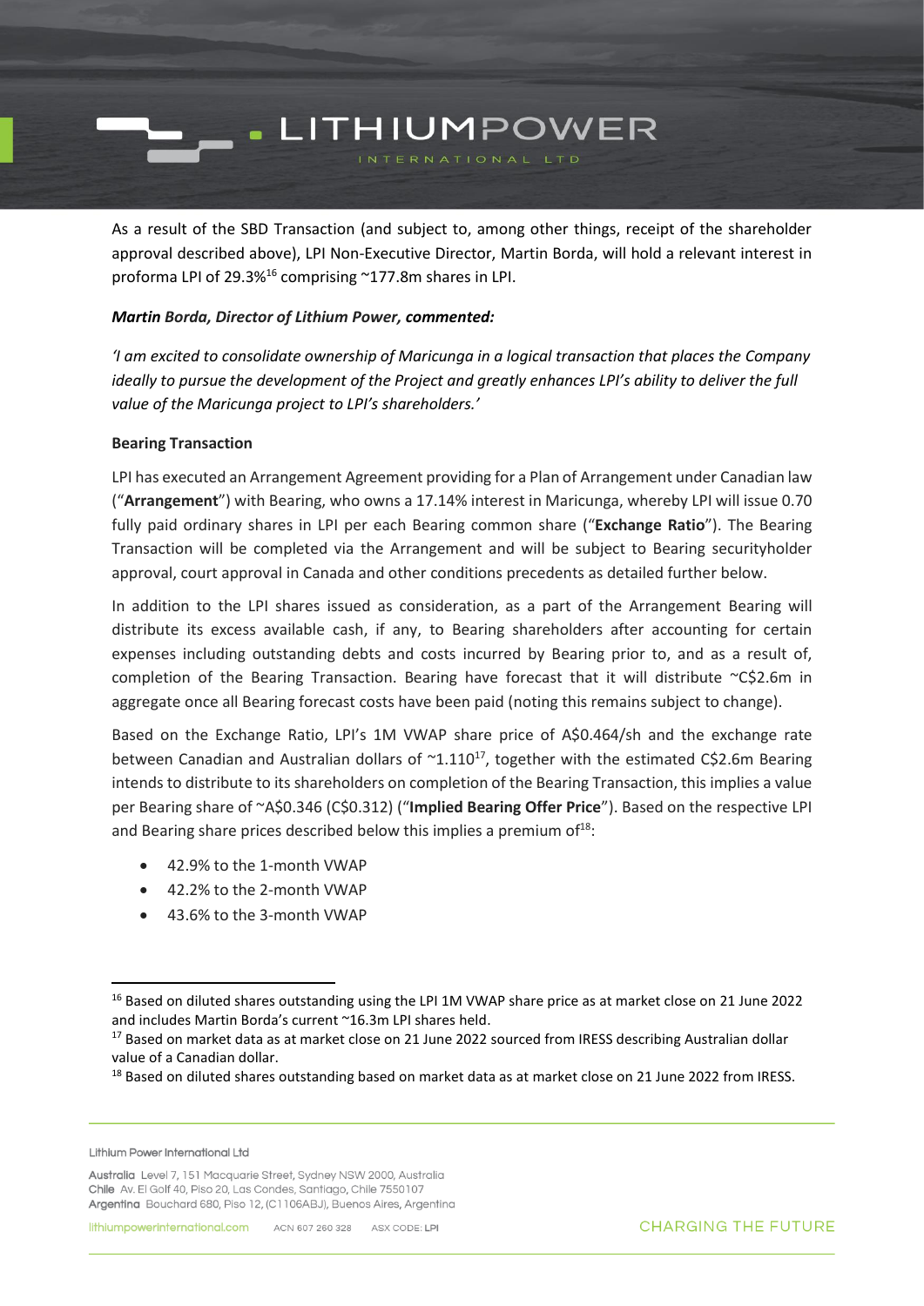As a result of the SBD Transaction (and subject to, among other things, receipt of the shareholder approval described above), LPI Non-Executive Director, Martin Borda, will hold a relevant interest in proforma LPI of 29.3%[16] comprising ~177.8m shares in LPI.

***Martin Borda, Director of Lithium Power, commented:***

*'I am excited to consolidate ownership of Maricunga in a logical transaction that places the Company ideally to pursue the development of the Project and greatly enhances LPI's ability to deliver the full value of the Maricunga project to LPI's shareholders.'*

**Bearing Transaction**

LPI has executed an Arrangement Agreement providing for a Plan of Arrangement under Canadian law ("**Arrangement**") with Bearing, who owns a 17.14% interest in Maricunga, whereby LPI will issue 0.70 fully paid ordinary shares in LPI per each Bearing common share ("**Exchange Ratio**"). The Bearing Transaction will be completed via the Arrangement and will be subject to Bearing securityholder approval, court approval in Canada and other conditions precedents as detailed further below.

In addition to the LPI shares issued as consideration, as a part of the Arrangement Bearing will distribute its excess available cash, if any, to Bearing shareholders after accounting for certain expenses including outstanding debts and costs incurred by Bearing prior to, and as a result of, completion of the Bearing Transaction. Bearing have forecast that it will distribute ~C$2.6m in aggregate once all Bearing forecast costs have been paid (noting this remains subject to change).

Based on the Exchange Ratio, LPI's 1M VWAP share price of A$0.464/sh and the exchange rate between Canadian and Australian dollars of ~1.110[17], together with the estimated C$2.6m Bearing intends to distribute to its shareholders on completion of the Bearing Transaction, this implies a value per Bearing share of ~A$0.346 (C$0.312) ("**Implied Bearing Offer Price**"). Based on the respective LPI and Bearing share prices described below this implies a premium of[18]:

- 42.9% to the 1-month VWAP
- 42.2% to the 2-month VWAP
- 43.6% to the 3-month VWAP

---

[16] Based on diluted shares outstanding using the LPI 1M VWAP share price as at market close on 21 June 2022 and includes Martin Borda's current ~16.3m LPI shares held.

[17] Based on market data as at market close on 21 June 2022 sourced from IRESS describing Australian dollar value of a Canadian dollar.

[18] Based on diluted shares outstanding based on market data as at market close on 21 June 2022 from IRESS.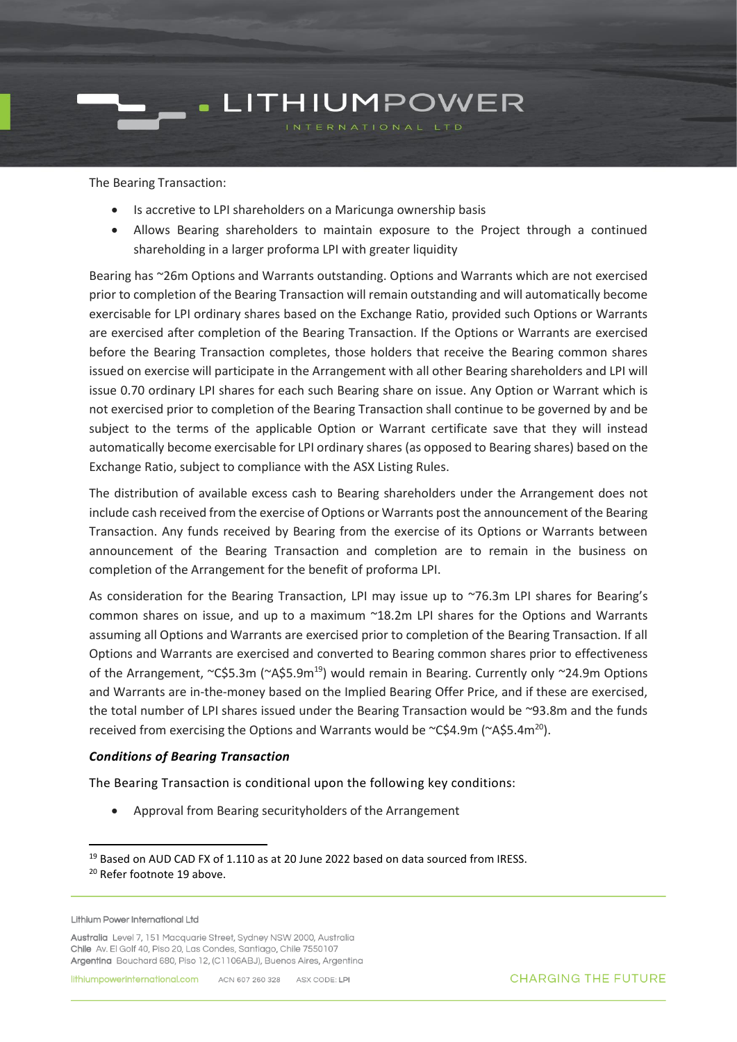The Bearing Transaction:

- Is accretive to LPI shareholders on a Maricunga ownership basis
- Allows Bearing shareholders to maintain exposure to the Project through a continued shareholding in a larger proforma LPI with greater liquidity

Bearing has ~26m Options and Warrants outstanding. Options and Warrants which are not exercised prior to completion of the Bearing Transaction will remain outstanding and will automatically become exercisable for LPI ordinary shares based on the Exchange Ratio, provided such Options or Warrants are exercised after completion of the Bearing Transaction. If the Options or Warrants are exercised before the Bearing Transaction completes, those holders that receive the Bearing common shares issued on exercise will participate in the Arrangement with all other Bearing shareholders and LPI will issue 0.70 ordinary LPI shares for each such Bearing share on issue. Any Option or Warrant which is not exercised prior to completion of the Bearing Transaction shall continue to be governed by and be subject to the terms of the applicable Option or Warrant certificate save that they will instead automatically become exercisable for LPI ordinary shares (as opposed to Bearing shares) based on the Exchange Ratio, subject to compliance with the ASX Listing Rules.

The distribution of available excess cash to Bearing shareholders under the Arrangement does not include cash received from the exercise of Options or Warrants post the announcement of the Bearing Transaction. Any funds received by Bearing from the exercise of its Options or Warrants between announcement of the Bearing Transaction and completion are to remain in the business on completion of the Arrangement for the benefit of proforma LPI.

As consideration for the Bearing Transaction, LPI may issue up to ~76.3m LPI shares for Bearing's common shares on issue, and up to a maximum ~18.2m LPI shares for the Options and Warrants assuming all Options and Warrants are exercised prior to completion of the Bearing Transaction. If all Options and Warrants are exercised and converted to Bearing common shares prior to effectiveness of the Arrangement, ~C$5.3m (~A$5.9m[19]) would remain in Bearing. Currently only ~24.9m Options and Warrants are in-the-money based on the Implied Bearing Offer Price, and if these are exercised, the total number of LPI shares issued under the Bearing Transaction would be ~93.8m and the funds received from exercising the Options and Warrants would be ~C$4.9m (~A$5.4m[20]).

***Conditions of Bearing Transaction***

The Bearing Transaction is conditional upon the following key conditions:

- Approval from Bearing securityholders of the Arrangement

---

[19] Based on AUD CAD FX of 1.110 as at 20 June 2022 based on data sourced from IRESS.

[20] Refer footnote 19 above.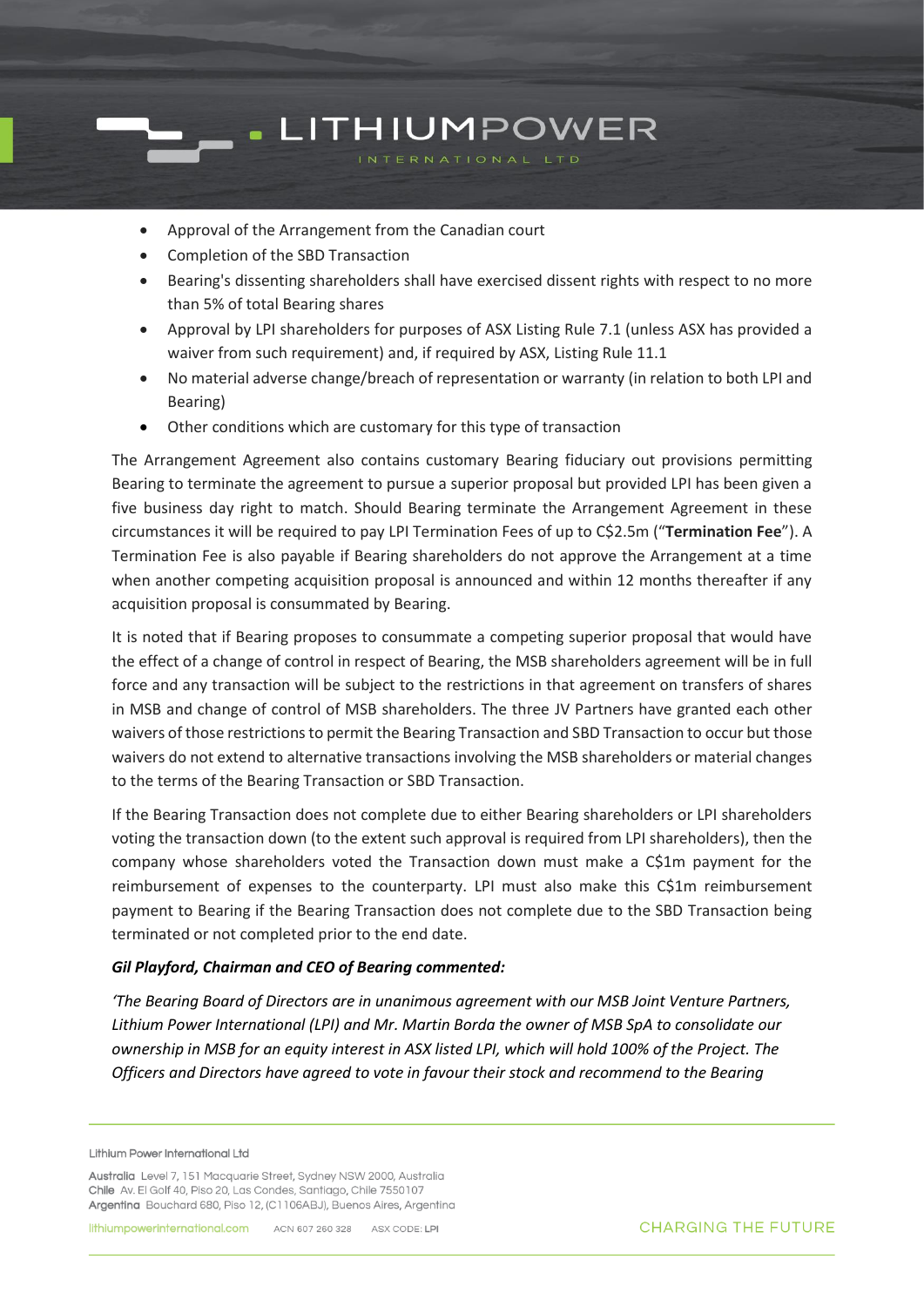- Approval of the Arrangement from the Canadian court
- Completion of the SBD Transaction
- Bearing's dissenting shareholders shall have exercised dissent rights with respect to no more than 5% of total Bearing shares
- Approval by LPI shareholders for purposes of ASX Listing Rule 7.1 (unless ASX has provided a waiver from such requirement) and, if required by ASX, Listing Rule 11.1
- No material adverse change/breach of representation or warranty (in relation to both LPI and Bearing)
- Other conditions which are customary for this type of transaction

The Arrangement Agreement also contains customary Bearing fiduciary out provisions permitting Bearing to terminate the agreement to pursue a superior proposal but provided LPI has been given a five business day right to match. Should Bearing terminate the Arrangement Agreement in these circumstances it will be required to pay LPI Termination Fees of up to C$2.5m ("**Termination Fee**"). A Termination Fee is also payable if Bearing shareholders do not approve the Arrangement at a time when another competing acquisition proposal is announced and within 12 months thereafter if any acquisition proposal is consummated by Bearing.

It is noted that if Bearing proposes to consummate a competing superior proposal that would have the effect of a change of control in respect of Bearing, the MSB shareholders agreement will be in full force and any transaction will be subject to the restrictions in that agreement on transfers of shares in MSB and change of control of MSB shareholders. The three JV Partners have granted each other waivers of those restrictions to permit the Bearing Transaction and SBD Transaction to occur but those waivers do not extend to alternative transactions involving the MSB shareholders or material changes to the terms of the Bearing Transaction or SBD Transaction.

If the Bearing Transaction does not complete due to either Bearing shareholders or LPI shareholders voting the transaction down (to the extent such approval is required from LPI shareholders), then the company whose shareholders voted the Transaction down must make a C$1m payment for the reimbursement of expenses to the counterparty. LPI must also make this C$1m reimbursement payment to Bearing if the Bearing Transaction does not complete due to the SBD Transaction being terminated or not completed prior to the end date.

***Gil Playford, Chairman and CEO of Bearing commented:***

*'The Bearing Board of Directors are in unanimous agreement with our MSB Joint Venture Partners, Lithium Power International (LPI) and Mr. Martin Borda the owner of MSB SpA to consolidate our ownership in MSB for an equity interest in ASX listed LPI, which will hold 100% of the Project. The Officers and Directors have agreed to vote in favour their stock and recommend to the Bearing*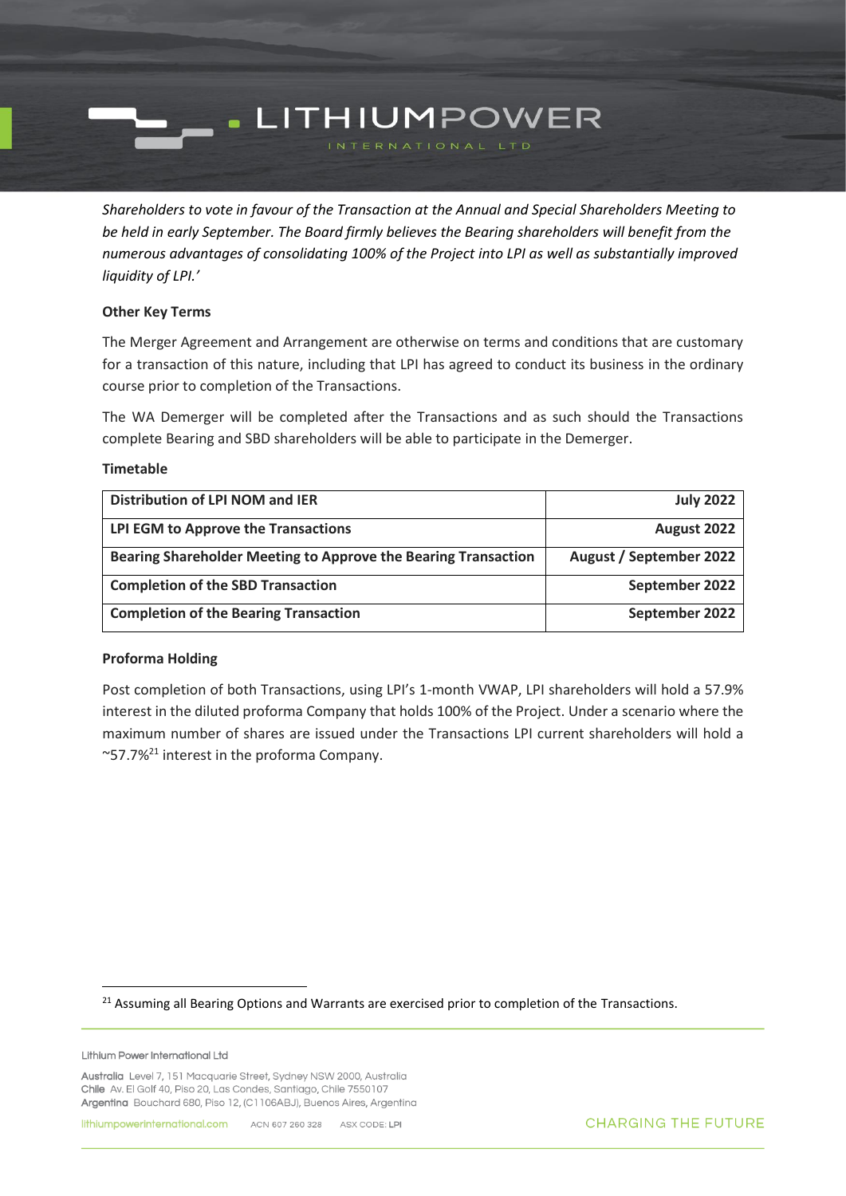*Shareholders to vote in favour of the Transaction at the Annual and Special Shareholders Meeting to be held in early September. The Board firmly believes the Bearing shareholders will benefit from the numerous advantages of consolidating 100% of the Project into LPI as well as substantially improved liquidity of LPI.'*

**Other Key Terms**

The Merger Agreement and Arrangement are otherwise on terms and conditions that are customary for a transaction of this nature, including that LPI has agreed to conduct its business in the ordinary course prior to completion of the Transactions.

The WA Demerger will be completed after the Transactions and as such should the Transactions complete Bearing and SBD shareholders will be able to participate in the Demerger.

**Timetable**

| | |
|---|---|
| **Distribution of LPI NOM and IER** | **July 2022** |
| **LPI EGM to Approve the Transactions** | **August 2022** |
| **Bearing Shareholder Meeting to Approve the Bearing Transaction** | **August / September 2022** |
| **Completion of the SBD Transaction** | **September 2022** |
| **Completion of the Bearing Transaction** | **September 2022** |

**Proforma Holding**

Post completion of both Transactions, using LPI's 1-month VWAP, LPI shareholders will hold a 57.9% interest in the diluted proforma Company that holds 100% of the Project. Under a scenario where the maximum number of shares are issued under the Transactions LPI current shareholders will hold a ~57.7%[21] interest in the proforma Company.

[21] Assuming all Bearing Options and Warrants are exercised prior to completion of the Transactions.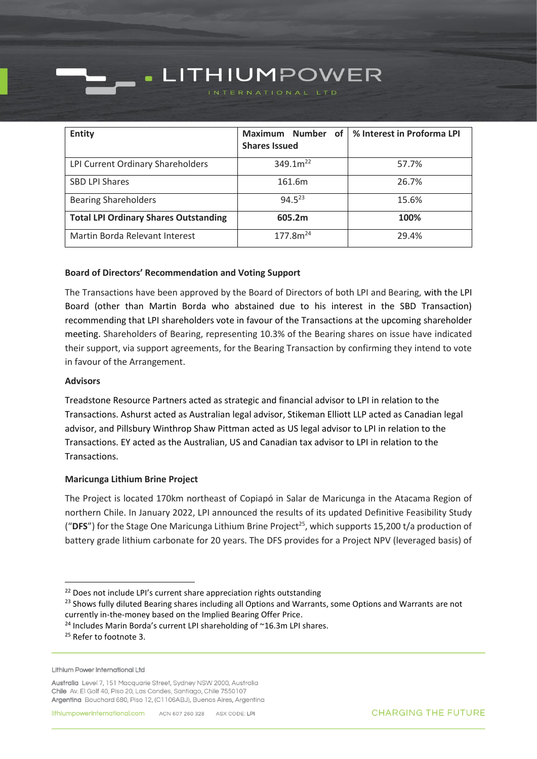| Entity | Maximum Number of Shares Issued | % Interest in Proforma LPI |
|---|---|---|
| LPI Current Ordinary Shareholders | 349.1m[22] | 57.7% |
| SBD LPI Shares | 161.6m | 26.7% |
| Bearing Shareholders | 94.5[23] | 15.6% |
| **Total LPI Ordinary Shares Outstanding** | **605.2m** | **100%** |
| Martin Borda Relevant Interest | 177.8m[24] | 29.4% |

**Board of Directors' Recommendation and Voting Support**

The Transactions have been approved by the Board of Directors of both LPI and Bearing, with the LPI Board (other than Martin Borda who abstained due to his interest in the SBD Transaction) recommending that LPI shareholders vote in favour of the Transactions at the upcoming shareholder meeting. Shareholders of Bearing, representing 10.3% of the Bearing shares on issue have indicated their support, via support agreements, for the Bearing Transaction by confirming they intend to vote in favour of the Arrangement.

**Advisors**

Treadstone Resource Partners acted as strategic and financial advisor to LPI in relation to the Transactions. Ashurst acted as Australian legal advisor, Stikeman Elliott LLP acted as Canadian legal advisor, and Pillsbury Winthrop Shaw Pittman acted as US legal advisor to LPI in relation to the Transactions. EY acted as the Australian, US and Canadian tax advisor to LPI in relation to the Transactions.

**Maricunga Lithium Brine Project**

The Project is located 170km northeast of Copiapó in Salar de Maricunga in the Atacama Region of northern Chile. In January 2022, LPI announced the results of its updated Definitive Feasibility Study ("**DFS**") for the Stage One Maricunga Lithium Brine Project[25], which supports 15,200 t/a production of battery grade lithium carbonate for 20 years. The DFS provides for a Project NPV (leveraged basis) of

[22] Does not include LPI's current share appreciation rights outstanding

[23] Shows fully diluted Bearing shares including all Options and Warrants, some Options and Warrants are not currently in-the-money based on the Implied Bearing Offer Price.

[24] Includes Marin Borda's current LPI shareholding of ~16.3m LPI shares.

[25] Refer to footnote 3.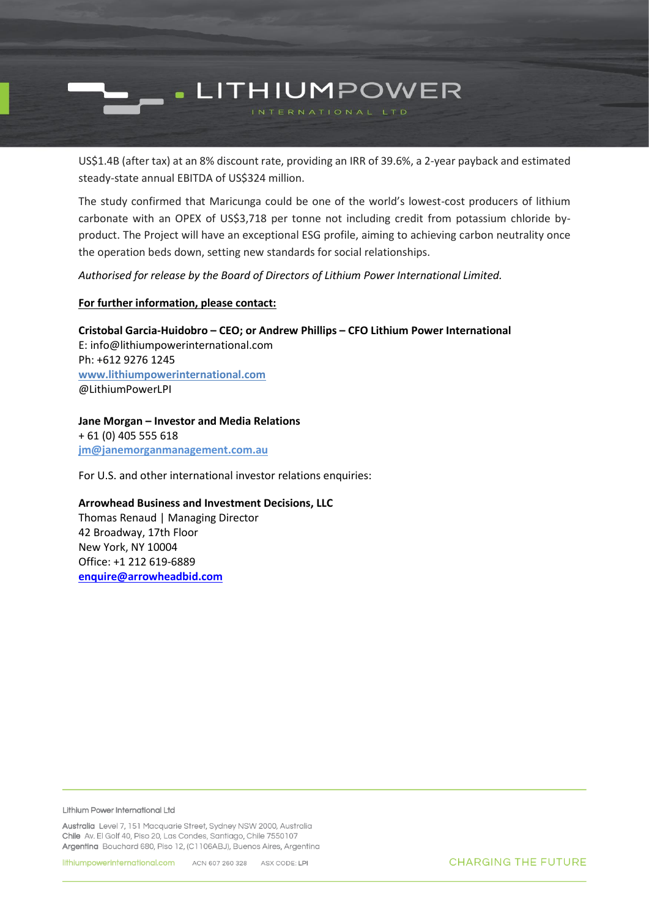US$1.4B (after tax) at an 8% discount rate, providing an IRR of 39.6%, a 2-year payback and estimated steady-state annual EBITDA of US$324 million.

The study confirmed that Maricunga could be one of the world's lowest-cost producers of lithium carbonate with an OPEX of US$3,718 per tonne not including credit from potassium chloride by-product. The Project will have an exceptional ESG profile, aiming to achieving carbon neutrality once the operation beds down, setting new standards for social relationships.

*Authorised for release by the Board of Directors of Lithium Power International Limited.*

**For further information, please contact:**

**Cristobal Garcia-Huidobro – CEO; or Andrew Phillips – CFO Lithium Power International**
E: info@lithiumpowerinternational.com
Ph: +612 9276 1245
www.lithiumpowerinternational.com
@LithiumPowerLPI

**Jane Morgan – Investor and Media Relations**
+ 61 (0) 405 555 618
jm@janemorganmanagement.com.au

For U.S. and other international investor relations enquiries:

**Arrowhead Business and Investment Decisions, LLC**
Thomas Renaud | Managing Director
42 Broadway, 17th Floor
New York, NY 10004
Office: +1 212 619-6889
enquire@arrowheadbid.com